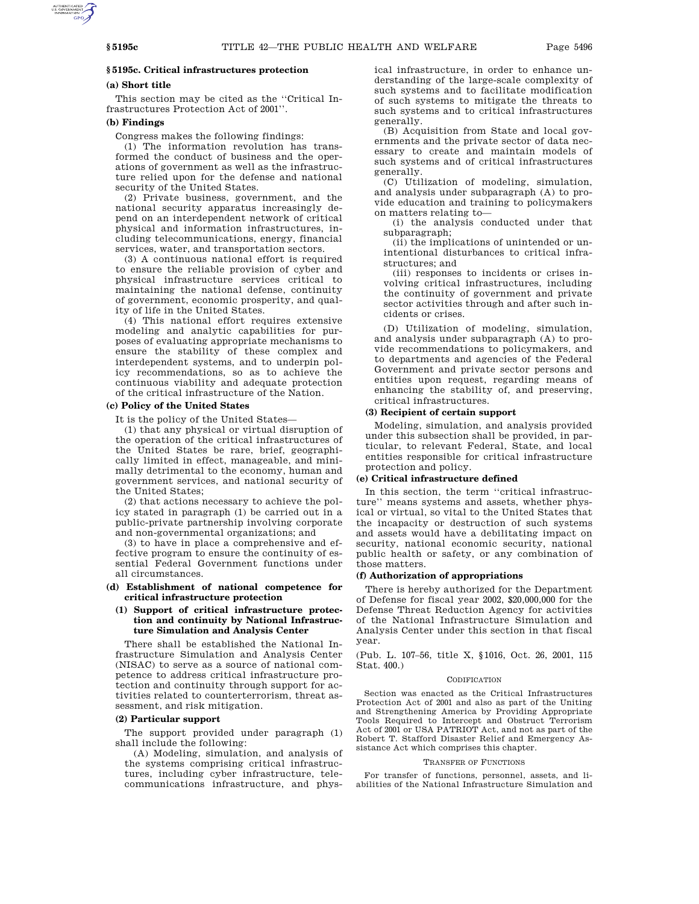## § 5195c. Critical infrastructures protection

### (a) Short title

This section may be cited as the ''Critical Infrastructures Protection Act of 2001''.

### (b) Findings

Congress makes the following findings:

(1) The information revolution has transformed the conduct of business and the operations of government as well as the infrastructure relied upon for the defense and national security of the United States.

(2) Private business, government, and the national security apparatus increasingly depend on an interdependent network of critical physical and information infrastructures, including telecommunications, energy, financial services, water, and transportation sectors.

(3) A continuous national effort is required to ensure the reliable provision of cyber and physical infrastructure services critical to maintaining the national defense, continuity of government, economic prosperity, and quality of life in the United States.

(4) This national effort requires extensive modeling and analytic capabilities for purposes of evaluating appropriate mechanisms to ensure the stability of these complex and interdependent systems, and to underpin policy recommendations, so as to achieve the continuous viability and adequate protection of the critical infrastructure of the Nation.

### (c) Policy of the United States

It is the policy of the United States—

(1) that any physical or virtual disruption of the operation of the critical infrastructures of the United States be rare, brief, geographically limited in effect, manageable, and minimally detrimental to the economy, human and government services, and national security of the United States;

(2) that actions necessary to achieve the policy stated in paragraph (1) be carried out in a public-private partnership involving corporate and non-governmental organizations; and

(3) to have in place a comprehensive and effective program to ensure the continuity of essential Federal Government functions under all circumstances.

### (d) Establishment of national competence for critical infrastructure protection

#### (1) Support of critical infrastructure protection and continuity by National Infrastructure Simulation and Analysis Center

There shall be established the National Infrastructure Simulation and Analysis Center (NISAC) to serve as a source of national competence to address critical infrastructure protection and continuity through support for activities related to counterterrorism, threat assessment, and risk mitigation.

#### (2) Particular support

The support provided under paragraph (1) shall include the following:

(A) Modeling, simulation, and analysis of the systems comprising critical infrastructures, including cyber infrastructure, telecommunications infrastructure, and physical infrastructure, in order to enhance understanding of the large-scale complexity of such systems and to facilitate modification of such systems to mitigate the threats to such systems and to critical infrastructures generally.

(B) Acquisition from State and local governments and the private sector of data necessary to create and maintain models of such systems and of critical infrastructures generally.

(C) Utilization of modeling, simulation, and analysis under subparagraph (A) to provide education and training to policymakers on matters relating to—

(i) the analysis conducted under that subparagraph;

(ii) the implications of unintended or unintentional disturbances to critical infrastructures; and

(iii) responses to incidents or crises involving critical infrastructures, including the continuity of government and private sector activities through and after such incidents or crises.

(D) Utilization of modeling, simulation, and analysis under subparagraph (A) to provide recommendations to policymakers, and to departments and agencies of the Federal Government and private sector persons and entities upon request, regarding means of enhancing the stability of, and preserving, critical infrastructures.

#### (3) Recipient of certain support

Modeling, simulation, and analysis provided under this subsection shall be provided, in particular, to relevant Federal, State, and local entities responsible for critical infrastructure protection and policy.

### (e) Critical infrastructure defined

In this section, the term ''critical infrastructure'' means systems and assets, whether physical or virtual, so vital to the United States that the incapacity or destruction of such systems and assets would have a debilitating impact on security, national economic security, national public health or safety, or any combination of those matters.

### (f) Authorization of appropriations

There is hereby authorized for the Department of Defense for fiscal year 2002, $20,000,000 for the Defense Threat Reduction Agency for activities of the National Infrastructure Simulation and Analysis Center under this section in that fiscal year.

(Pub. L. 107–56, title X, § 1016, Oct. 26, 2001, 115 Stat. 400.)

CODIFICATION

Section was enacted as the Critical Infrastructures Protection Act of 2001 and also as part of the Uniting and Strengthening America by Providing Appropriate Tools Required to Intercept and Obstruct Terrorism Act of 2001 or USA PATRIOT Act, and not as part of the Robert T. Stafford Disaster Relief and Emergency Assistance Act which comprises this chapter.

TRANSFER OF FUNCTIONS

For transfer of functions, personnel, assets, and liabilities of the National Infrastructure Simulation and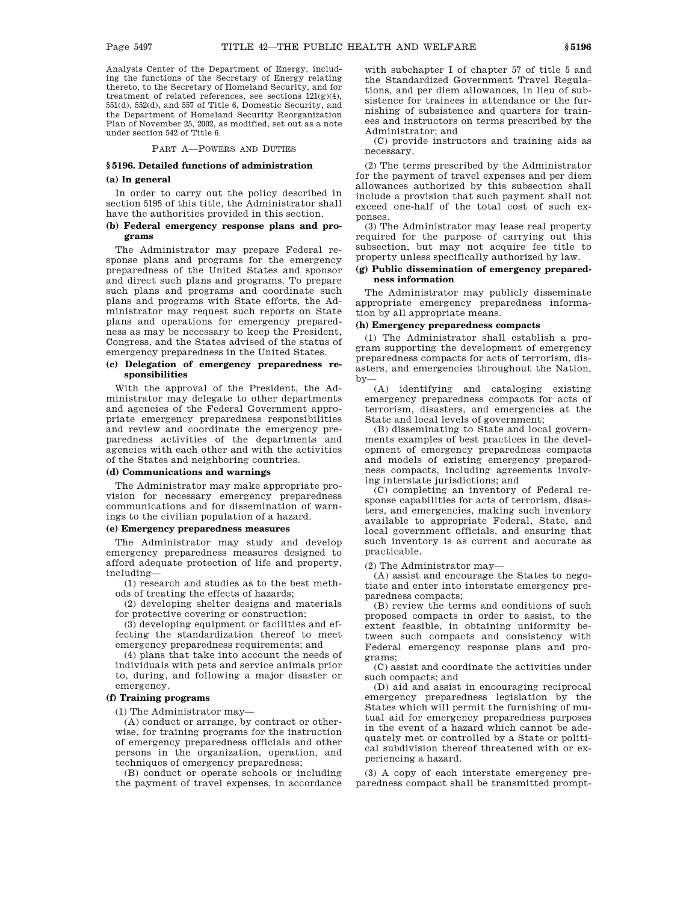Analysis Center of the Department of Energy, including the functions of the Secretary of Energy relating thereto, to the Secretary of Homeland Security, and for treatment of related references, see sections 121(g)(4), 551(d), 552(d), and 557 of Title 6, Domestic Security, and the Department of Homeland Security Reorganization Plan of November 25, 2002, as modified, set out as a note under section 542 of Title 6.

PART A—POWERS AND DUTIES

### § 5196. Detailed functions of administration

#### (a) In general

In order to carry out the policy described in section 5195 of this title, the Administrator shall have the authorities provided in this section.

#### (b) Federal emergency response plans and programs

The Administrator may prepare Federal response plans and programs for the emergency preparedness of the United States and sponsor and direct such plans and programs. To prepare such plans and programs and coordinate such plans and programs with State efforts, the Administrator may request such reports on State plans and operations for emergency preparedness as may be necessary to keep the President, Congress, and the States advised of the status of emergency preparedness in the United States.

#### (c) Delegation of emergency preparedness responsibilities

With the approval of the President, the Administrator may delegate to other departments and agencies of the Federal Government appropriate emergency preparedness responsibilities and review and coordinate the emergency preparedness activities of the departments and agencies with each other and with the activities of the States and neighboring countries.

#### (d) Communications and warnings

The Administrator may make appropriate provision for necessary emergency preparedness communications and for dissemination of warnings to the civilian population of a hazard.

#### (e) Emergency preparedness measures

The Administrator may study and develop emergency preparedness measures designed to afford adequate protection of life and property, including—

(1) research and studies as to the best methods of treating the effects of hazards;

(2) developing shelter designs and materials for protective covering or construction;

(3) developing equipment or facilities and effecting the standardization thereof to meet emergency preparedness requirements; and

(4) plans that take into account the needs of individuals with pets and service animals prior to, during, and following a major disaster or emergency.

#### (f) Training programs

(1) The Administrator may—

(A) conduct or arrange, by contract or otherwise, for training programs for the instruction of emergency preparedness officials and other persons in the organization, operation, and techniques of emergency preparedness;

(B) conduct or operate schools or including the payment of travel expenses, in accordance with subchapter I of chapter 57 of title 5 and the Standardized Government Travel Regulations, and per diem allowances, in lieu of subsistence for trainees in attendance or the furnishing of subsistence and quarters for trainees and instructors on terms prescribed by the Administrator; and

(C) provide instructors and training aids as necessary.

(2) The terms prescribed by the Administrator for the payment of travel expenses and per diem allowances authorized by this subsection shall include a provision that such payment shall not exceed one-half of the total cost of such expenses.

(3) The Administrator may lease real property required for the purpose of carrying out this subsection, but may not acquire fee title to property unless specifically authorized by law.

#### (g) Public dissemination of emergency preparedness information

The Administrator may publicly disseminate appropriate emergency preparedness information by all appropriate means.

#### (h) Emergency preparedness compacts

(1) The Administrator shall establish a program supporting the development of emergency preparedness compacts for acts of terrorism, disasters, and emergencies throughout the Nation, by—

(A) identifying and cataloging existing emergency preparedness compacts for acts of terrorism, disasters, and emergencies at the State and local levels of government;

(B) disseminating to State and local governments examples of best practices in the development of emergency preparedness compacts and models of existing emergency preparedness compacts, including agreements involving interstate jurisdictions; and

(C) completing an inventory of Federal response capabilities for acts of terrorism, disasters, and emergencies, making such inventory available to appropriate Federal, State, and local government officials, and ensuring that such inventory is as current and accurate as practicable.

(2) The Administrator may—

(A) assist and encourage the States to negotiate and enter into interstate emergency preparedness compacts;

(B) review the terms and conditions of such proposed compacts in order to assist, to the extent feasible, in obtaining uniformity between such compacts and consistency with Federal emergency response plans and programs;

(C) assist and coordinate the activities under such compacts; and

(D) aid and assist in encouraging reciprocal emergency preparedness legislation by the States which will permit the furnishing of mutual aid for emergency preparedness purposes in the event of a hazard which cannot be adequately met or controlled by a State or political subdivision thereof threatened with or experiencing a hazard.

(3) A copy of each interstate emergency preparedness compact shall be transmitted prompt-